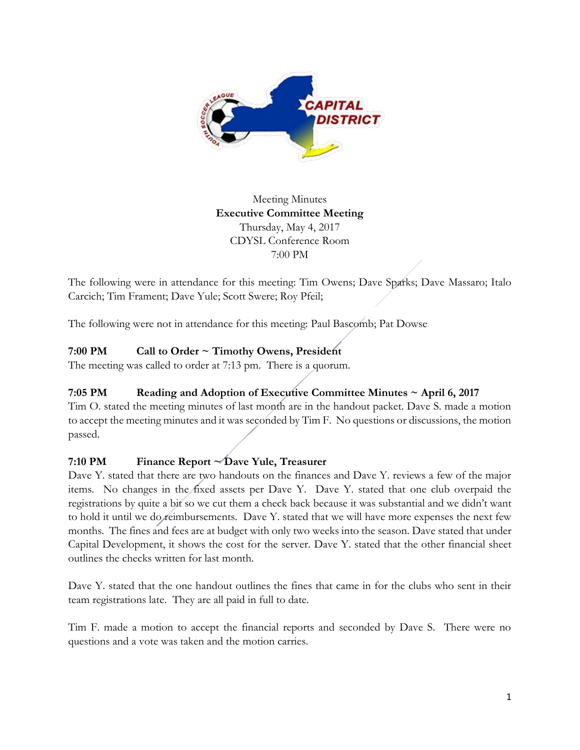Meeting Minutes

**Executive Committee Meeting**

Thursday, May 4, 2017

CDYSL Conference Room

7:00 PM

The following were in attendance for this meeting: Tim Owens; Dave Sparks; Dave Massaro; Italo Carcich; Tim Frament; Dave Yule; Scott Swere; Roy Pfeil;

The following were not in attendance for this meeting: Paul Bascomb; Pat Dowse

**7:00 PM Call to Order ~ Timothy Owens, President**

The meeting was called to order at 7:13 pm. There is a quorum.

**7:05 PM Reading and Adoption of Executive Committee Minutes ~ April 6, 2017**

Tim O. stated the meeting minutes of last month are in the handout packet. Dave S. made a motion to accept the meeting minutes and it was seconded by Tim F. No questions or discussions, the motion passed.

**7:10 PM Finance Report ~ Dave Yule, Treasurer**

Dave Y. stated that there are two handouts on the finances and Dave Y. reviews a few of the major items. No changes in the fixed assets per Dave Y. Dave Y. stated that one club overpaid the registrations by quite a bit so we cut them a check back because it was substantial and we didn't want to hold it until we do reimbursements. Dave Y. stated that we will have more expenses the next few months. The fines and fees are at budget with only two weeks into the season. Dave stated that under Capital Development, it shows the cost for the server. Dave Y. stated that the other financial sheet outlines the checks written for last month.

Dave Y. stated that the one handout outlines the fines that came in for the clubs who sent in their team registrations late. They are all paid in full to date.

Tim F. made a motion to accept the financial reports and seconded by Dave S. There were no questions and a vote was taken and the motion carries.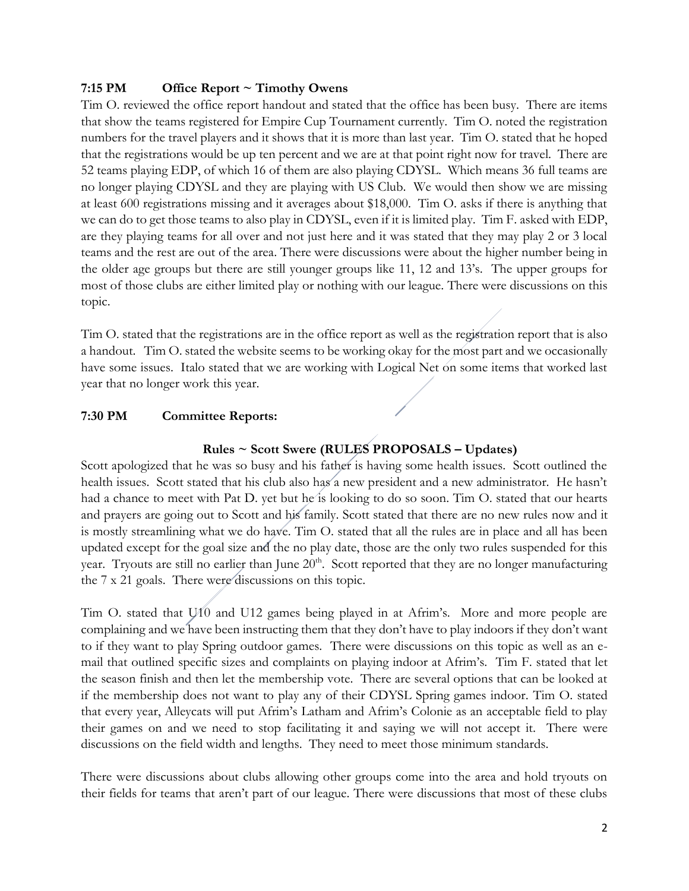**7:15 PM Office Report ~ Timothy Owens**

Tim O. reviewed the office report handout and stated that the office has been busy. There are items that show the teams registered for Empire Cup Tournament currently. Tim O. noted the registration numbers for the travel players and it shows that it is more than last year. Tim O. stated that he hoped that the registrations would be up ten percent and we are at that point right now for travel. There are 52 teams playing EDP, of which 16 of them are also playing CDYSL. Which means 36 full teams are no longer playing CDYSL and they are playing with US Club. We would then show we are missing at least 600 registrations missing and it averages about $18,000. Tim O. asks if there is anything that we can do to get those teams to also play in CDYSL, even if it is limited play. Tim F. asked with EDP, are they playing teams for all over and not just here and it was stated that they may play 2 or 3 local teams and the rest are out of the area. There were discussions were about the higher number being in the older age groups but there are still younger groups like 11, 12 and 13's. The upper groups for most of those clubs are either limited play or nothing with our league. There were discussions on this topic.

Tim O. stated that the registrations are in the office report as well as the registration report that is also a handout. Tim O. stated the website seems to be working okay for the most part and we occasionally have some issues. Italo stated that we are working with Logical Net on some items that worked last year that no longer work this year.

**7:30 PM Committee Reports:**

**Rules ~ Scott Swere (RULES PROPOSALS – Updates)**

Scott apologized that he was so busy and his father is having some health issues. Scott outlined the health issues. Scott stated that his club also has a new president and a new administrator. He hasn't had a chance to meet with Pat D. yet but he is looking to do so soon. Tim O. stated that our hearts and prayers are going out to Scott and his family. Scott stated that there are no new rules now and it is mostly streamlining what we do have. Tim O. stated that all the rules are in place and all has been updated except for the goal size and the no play date, those are the only two rules suspended for this year. Tryouts are still no earlier than June 20th. Scott reported that they are no longer manufacturing the 7 x 21 goals. There were discussions on this topic.

Tim O. stated that U10 and U12 games being played in at Afrim's. More and more people are complaining and we have been instructing them that they don't have to play indoors if they don't want to if they want to play Spring outdoor games. There were discussions on this topic as well as an e-mail that outlined specific sizes and complaints on playing indoor at Afrim's. Tim F. stated that let the season finish and then let the membership vote. There are several options that can be looked at if the membership does not want to play any of their CDYSL Spring games indoor. Tim O. stated that every year, Alleycats will put Afrim's Latham and Afrim's Colonie as an acceptable field to play their games on and we need to stop facilitating it and saying we will not accept it. There were discussions on the field width and lengths. They need to meet those minimum standards.

There were discussions about clubs allowing other groups come into the area and hold tryouts on their fields for teams that aren't part of our league. There were discussions that most of these clubs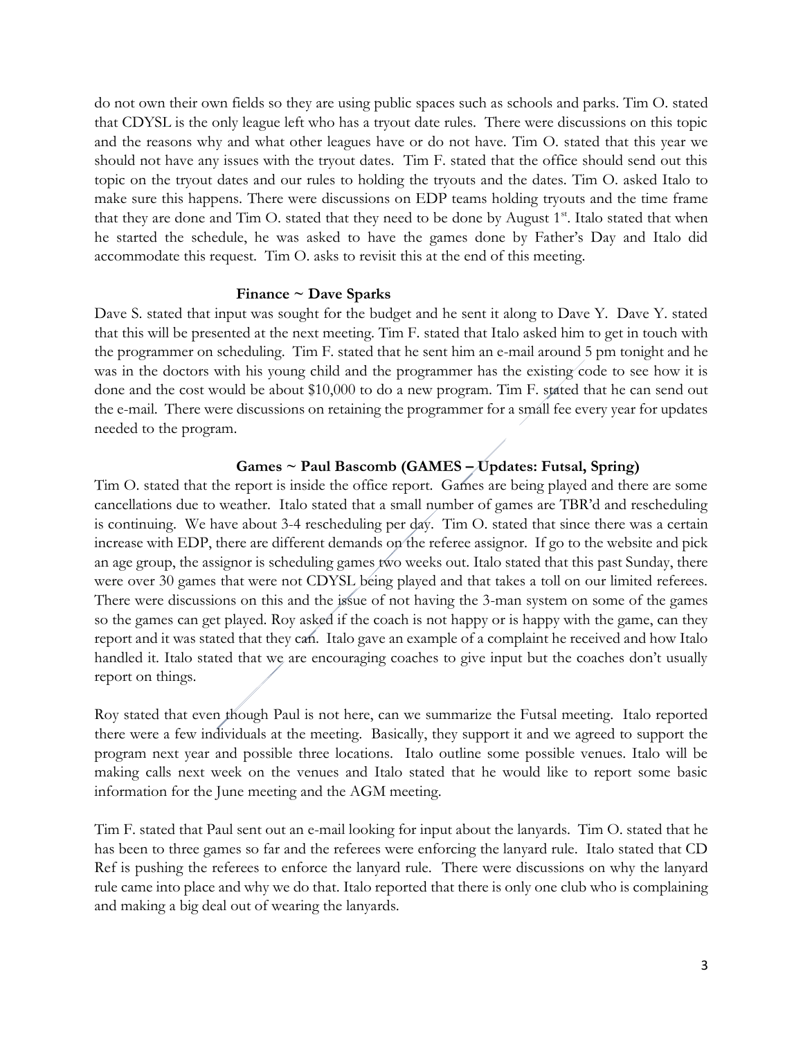do not own their own fields so they are using public spaces such as schools and parks. Tim O. stated that CDYSL is the only league left who has a tryout date rules. There were discussions on this topic and the reasons why and what other leagues have or do not have. Tim O. stated that this year we should not have any issues with the tryout dates. Tim F. stated that the office should send out this topic on the tryout dates and our rules to holding the tryouts and the dates. Tim O. asked Italo to make sure this happens. There were discussions on EDP teams holding tryouts and the time frame that they are done and Tim O. stated that they need to be done by August 1st. Italo stated that when he started the schedule, he was asked to have the games done by Father's Day and Italo did accommodate this request. Tim O. asks to revisit this at the end of this meeting.

**Finance ~ Dave Sparks**

Dave S. stated that input was sought for the budget and he sent it along to Dave Y. Dave Y. stated that this will be presented at the next meeting. Tim F. stated that Italo asked him to get in touch with the programmer on scheduling. Tim F. stated that he sent him an e-mail around 5 pm tonight and he was in the doctors with his young child and the programmer has the existing code to see how it is done and the cost would be about $10,000 to do a new program. Tim F. stated that he can send out the e-mail. There were discussions on retaining the programmer for a small fee every year for updates needed to the program.

**Games ~ Paul Bascomb (GAMES – Updates: Futsal, Spring)**

Tim O. stated that the report is inside the office report. Games are being played and there are some cancellations due to weather. Italo stated that a small number of games are TBR'd and rescheduling is continuing. We have about 3-4 rescheduling per day. Tim O. stated that since there was a certain increase with EDP, there are different demands on the referee assignor. If go to the website and pick an age group, the assignor is scheduling games two weeks out. Italo stated that this past Sunday, there were over 30 games that were not CDYSL being played and that takes a toll on our limited referees. There were discussions on this and the issue of not having the 3-man system on some of the games so the games can get played. Roy asked if the coach is not happy or is happy with the game, can they report and it was stated that they can. Italo gave an example of a complaint he received and how Italo handled it. Italo stated that we are encouraging coaches to give input but the coaches don't usually report on things.

Roy stated that even though Paul is not here, can we summarize the Futsal meeting. Italo reported there were a few individuals at the meeting. Basically, they support it and we agreed to support the program next year and possible three locations. Italo outline some possible venues. Italo will be making calls next week on the venues and Italo stated that he would like to report some basic information for the June meeting and the AGM meeting.

Tim F. stated that Paul sent out an e-mail looking for input about the lanyards. Tim O. stated that he has been to three games so far and the referees were enforcing the lanyard rule. Italo stated that CD Ref is pushing the referees to enforce the lanyard rule. There were discussions on why the lanyard rule came into place and why we do that. Italo reported that there is only one club who is complaining and making a big deal out of wearing the lanyards.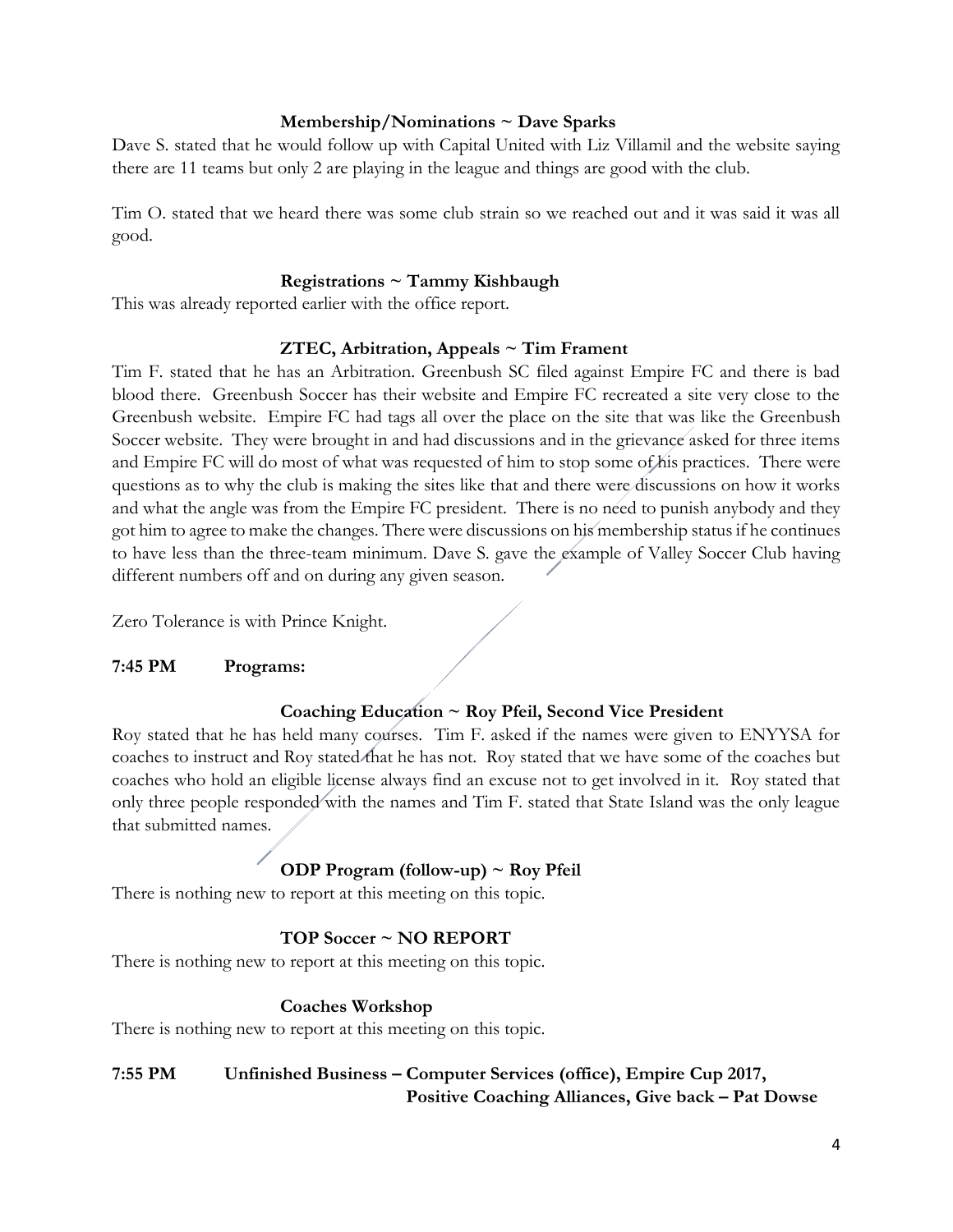**Membership/Nominations ~ Dave Sparks**

Dave S. stated that he would follow up with Capital United with Liz Villamil and the website saying there are 11 teams but only 2 are playing in the league and things are good with the club.

Tim O. stated that we heard there was some club strain so we reached out and it was said it was all good.

**Registrations ~ Tammy Kishbaugh**

This was already reported earlier with the office report.

**ZTEC, Arbitration, Appeals ~ Tim Frament**

Tim F. stated that he has an Arbitration. Greenbush SC filed against Empire FC and there is bad blood there. Greenbush Soccer has their website and Empire FC recreated a site very close to the Greenbush website. Empire FC had tags all over the place on the site that was like the Greenbush Soccer website. They were brought in and had discussions and in the grievance asked for three items and Empire FC will do most of what was requested of him to stop some of his practices. There were questions as to why the club is making the sites like that and there were discussions on how it works and what the angle was from the Empire FC president. There is no need to punish anybody and they got him to agree to make the changes. There were discussions on his membership status if he continues to have less than the three-team minimum. Dave S. gave the example of Valley Soccer Club having different numbers off and on during any given season.

Zero Tolerance is with Prince Knight.

**7:45 PM Programs:**

**Coaching Education ~ Roy Pfeil, Second Vice President**

Roy stated that he has held many courses. Tim F. asked if the names were given to ENYYSA for coaches to instruct and Roy stated that he has not. Roy stated that we have some of the coaches but coaches who hold an eligible license always find an excuse not to get involved in it. Roy stated that only three people responded with the names and Tim F. stated that State Island was the only league that submitted names.

**ODP Program (follow-up) ~ Roy Pfeil**

There is nothing new to report at this meeting on this topic.

**TOP Soccer ~ NO REPORT**

There is nothing new to report at this meeting on this topic.

**Coaches Workshop**

There is nothing new to report at this meeting on this topic.

**7:55 PM Unfinished Business – Computer Services (office), Empire Cup 2017, Positive Coaching Alliances, Give back – Pat Dowse**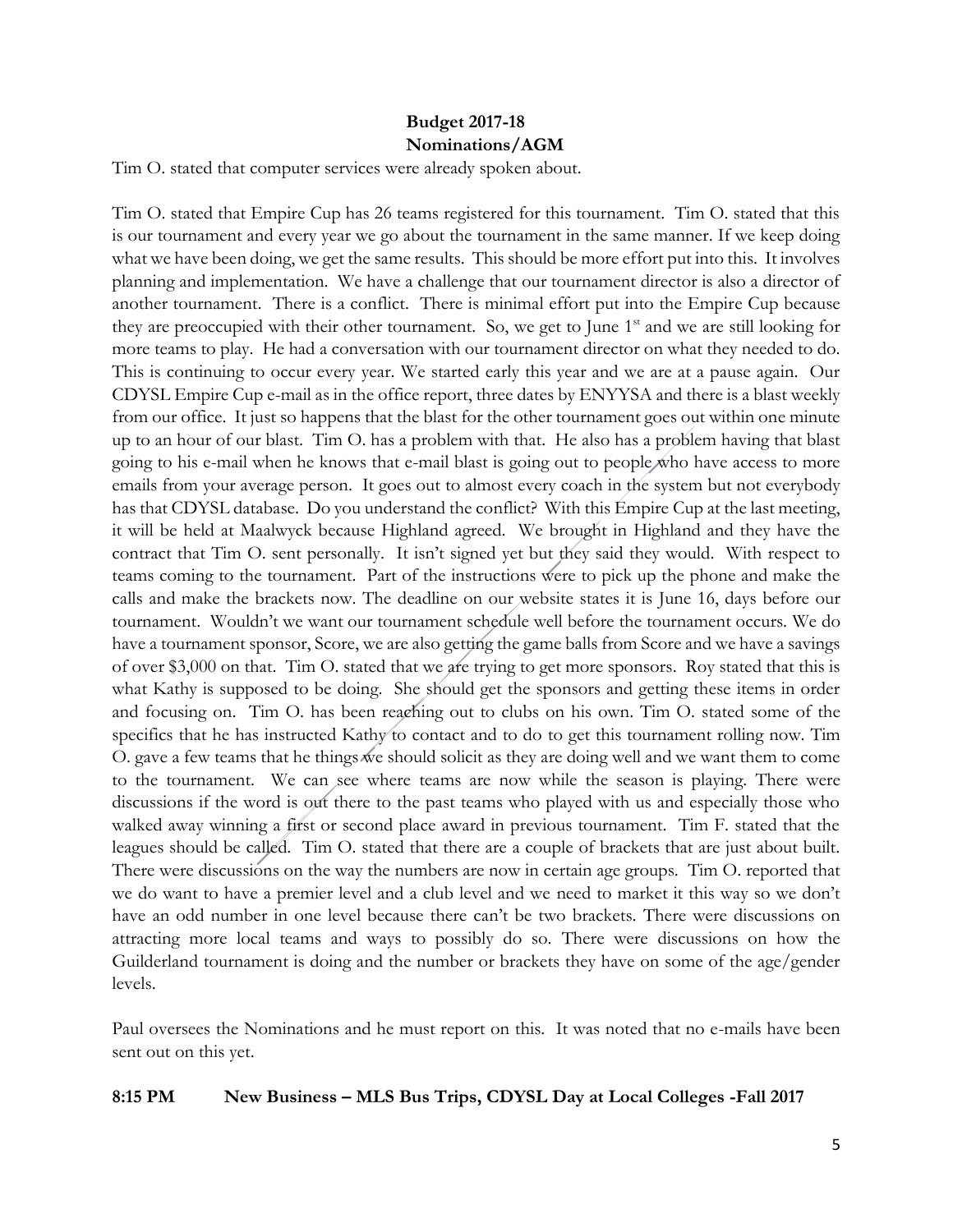**Budget 2017-18**
**Nominations/AGM**

Tim O. stated that computer services were already spoken about.

Tim O. stated that Empire Cup has 26 teams registered for this tournament. Tim O. stated that this is our tournament and every year we go about the tournament in the same manner. If we keep doing what we have been doing, we get the same results. This should be more effort put into this. It involves planning and implementation. We have a challenge that our tournament director is also a director of another tournament. There is a conflict. There is minimal effort put into the Empire Cup because they are preoccupied with their other tournament. So, we get to June 1st and we are still looking for more teams to play. He had a conversation with our tournament director on what they needed to do. This is continuing to occur every year. We started early this year and we are at a pause again. Our CDYSL Empire Cup e-mail as in the office report, three dates by ENYYSA and there is a blast weekly from our office. It just so happens that the blast for the other tournament goes out within one minute up to an hour of our blast. Tim O. has a problem with that. He also has a problem having that blast going to his e-mail when he knows that e-mail blast is going out to people who have access to more emails from your average person. It goes out to almost every coach in the system but not everybody has that CDYSL database. Do you understand the conflict? With this Empire Cup at the last meeting, it will be held at Maalwyck because Highland agreed. We brought in Highland and they have the contract that Tim O. sent personally. It isn't signed yet but they said they would. With respect to teams coming to the tournament. Part of the instructions were to pick up the phone and make the calls and make the brackets now. The deadline on our website states it is June 16, days before our tournament. Wouldn't we want our tournament schedule well before the tournament occurs. We do have a tournament sponsor, Score, we are also getting the game balls from Score and we have a savings of over $3,000 on that. Tim O. stated that we are trying to get more sponsors. Roy stated that this is what Kathy is supposed to be doing. She should get the sponsors and getting these items in order and focusing on. Tim O. has been reaching out to clubs on his own. Tim O. stated some of the specifics that he has instructed Kathy to contact and to do to get this tournament rolling now. Tim O. gave a few teams that he things we should solicit as they are doing well and we want them to come to the tournament. We can see where teams are now while the season is playing. There were discussions if the word is out there to the past teams who played with us and especially those who walked away winning a first or second place award in previous tournament. Tim F. stated that the leagues should be called. Tim O. stated that there are a couple of brackets that are just about built. There were discussions on the way the numbers are now in certain age groups. Tim O. reported that we do want to have a premier level and a club level and we need to market it this way so we don't have an odd number in one level because there can't be two brackets. There were discussions on attracting more local teams and ways to possibly do so. There were discussions on how the Guilderland tournament is doing and the number or brackets they have on some of the age/gender levels.

Paul oversees the Nominations and he must report on this. It was noted that no e-mails have been sent out on this yet.

**8:15 PM New Business – MLS Bus Trips, CDYSL Day at Local Colleges -Fall 2017**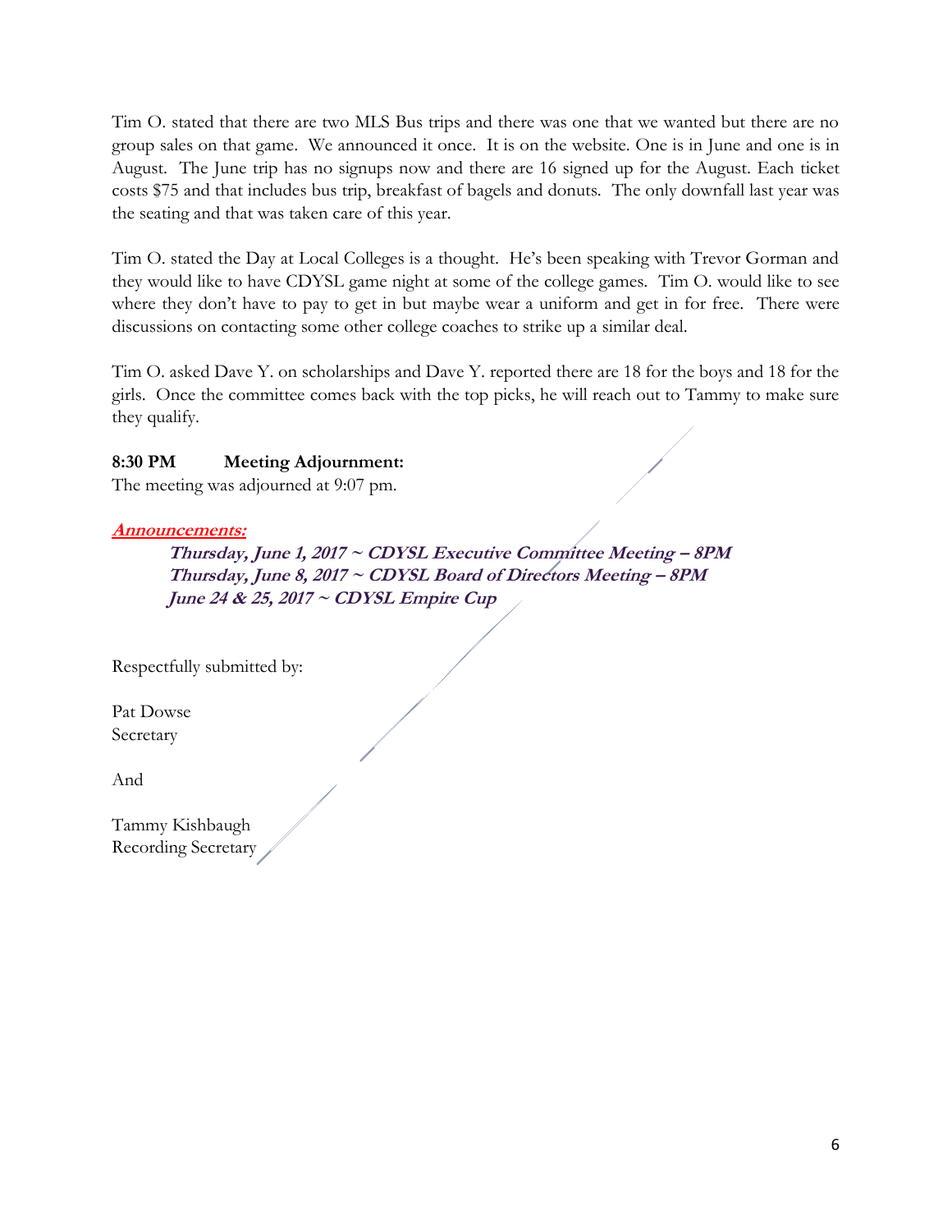Tim O. stated that there are two MLS Bus trips and there was one that we wanted but there are no group sales on that game. We announced it once. It is on the website. One is in June and one is in August. The June trip has no signups now and there are 16 signed up for the August. Each ticket costs $75 and that includes bus trip, breakfast of bagels and donuts. The only downfall last year was the seating and that was taken care of this year.

Tim O. stated the Day at Local Colleges is a thought. He's been speaking with Trevor Gorman and they would like to have CDYSL game night at some of the college games. Tim O. would like to see where they don't have to pay to get in but maybe wear a uniform and get in for free. There were discussions on contacting some other college coaches to strike up a similar deal.

Tim O. asked Dave Y. on scholarships and Dave Y. reported there are 18 for the boys and 18 for the girls. Once the committee comes back with the top picks, he will reach out to Tammy to make sure they qualify.

**8:30 PM Meeting Adjournment:**
The meeting was adjourned at 9:07 pm.

***Announcements:***

> ***Thursday, June 1, 2017 ~ CDYSL Executive Committee Meeting – 8PM***
> ***Thursday, June 8, 2017 ~ CDYSL Board of Directors Meeting – 8PM***
> ***June 24 & 25, 2017 ~ CDYSL Empire Cup***

Respectfully submitted by:

Pat Dowse
Secretary

And

Tammy Kishbaugh
Recording Secretary